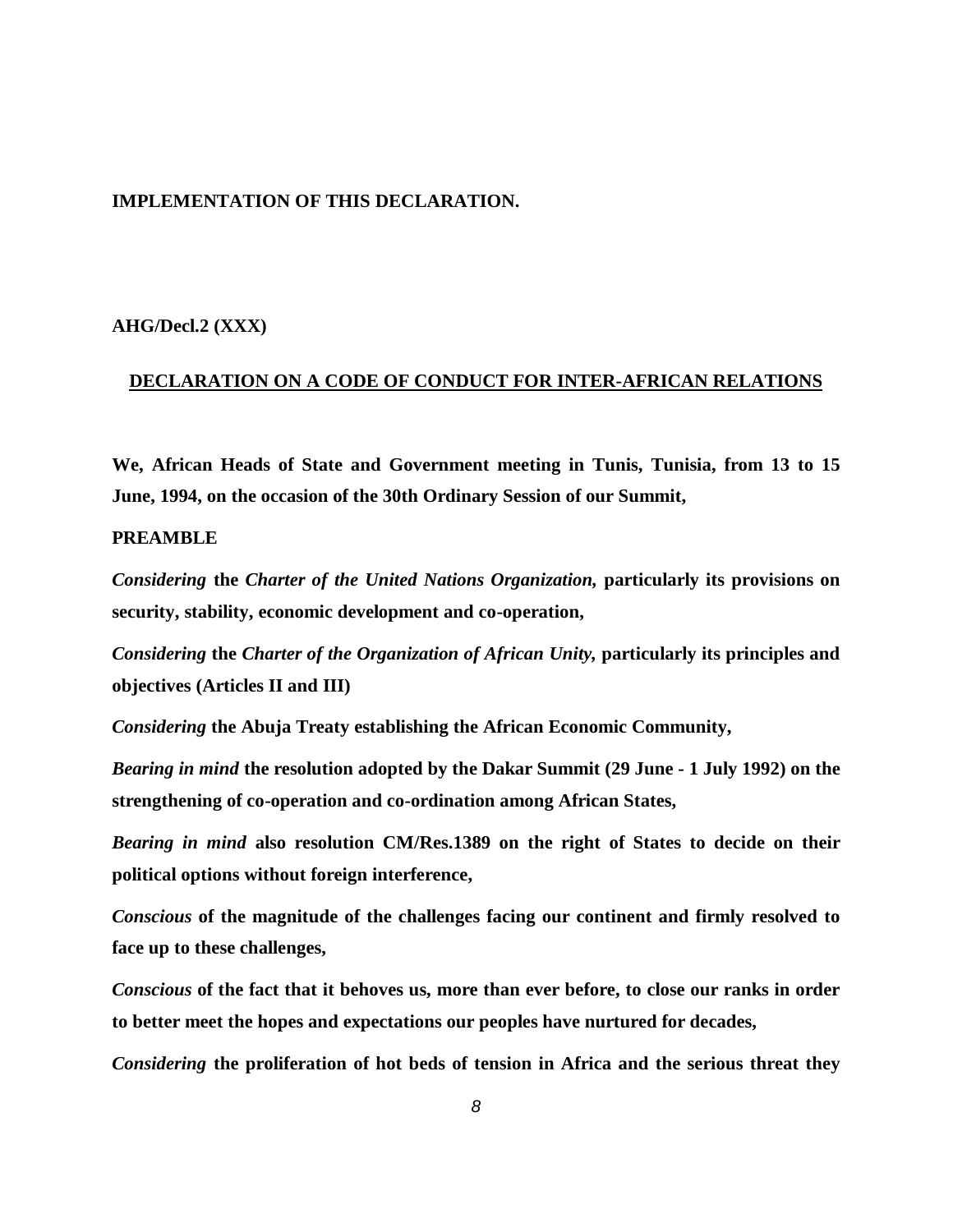**IMPLEMENTATION OF THIS DECLARATION.**

**AHG/Decl.2 (XXX)**

## DECLARATION ON A CODE OF CONDUCT FOR INTER-AFRICAN RELATIONS

**We, African Heads of State and Government meeting in Tunis, Tunisia, from 13 to 15 June, 1994, on the occasion of the 30th Ordinary Session of our Summit,**

**PREAMBLE**

***Considering* the *Charter of the United Nations Organization,* particularly its provisions on security, stability, economic development and co-operation,**

***Considering* the *Charter of the Organization of African Unity,* particularly its principles and objectives (Articles II and III)**

***Considering* the Abuja Treaty establishing the African Economic Community,**

***Bearing in mind* the resolution adopted by the Dakar Summit (29 June - 1 July 1992) on the strengthening of co-operation and co-ordination among African States,**

***Bearing in mind* also resolution CM/Res.1389 on the right of States to decide on their political options without foreign interference,**

***Conscious* of the magnitude of the challenges facing our continent and firmly resolved to face up to these challenges,**

***Conscious* of the fact that it behoves us, more than ever before, to close our ranks in order to better meet the hopes and expectations our peoples have nurtured for decades,**

***Considering* the proliferation of hot beds of tension in Africa and the serious threat they**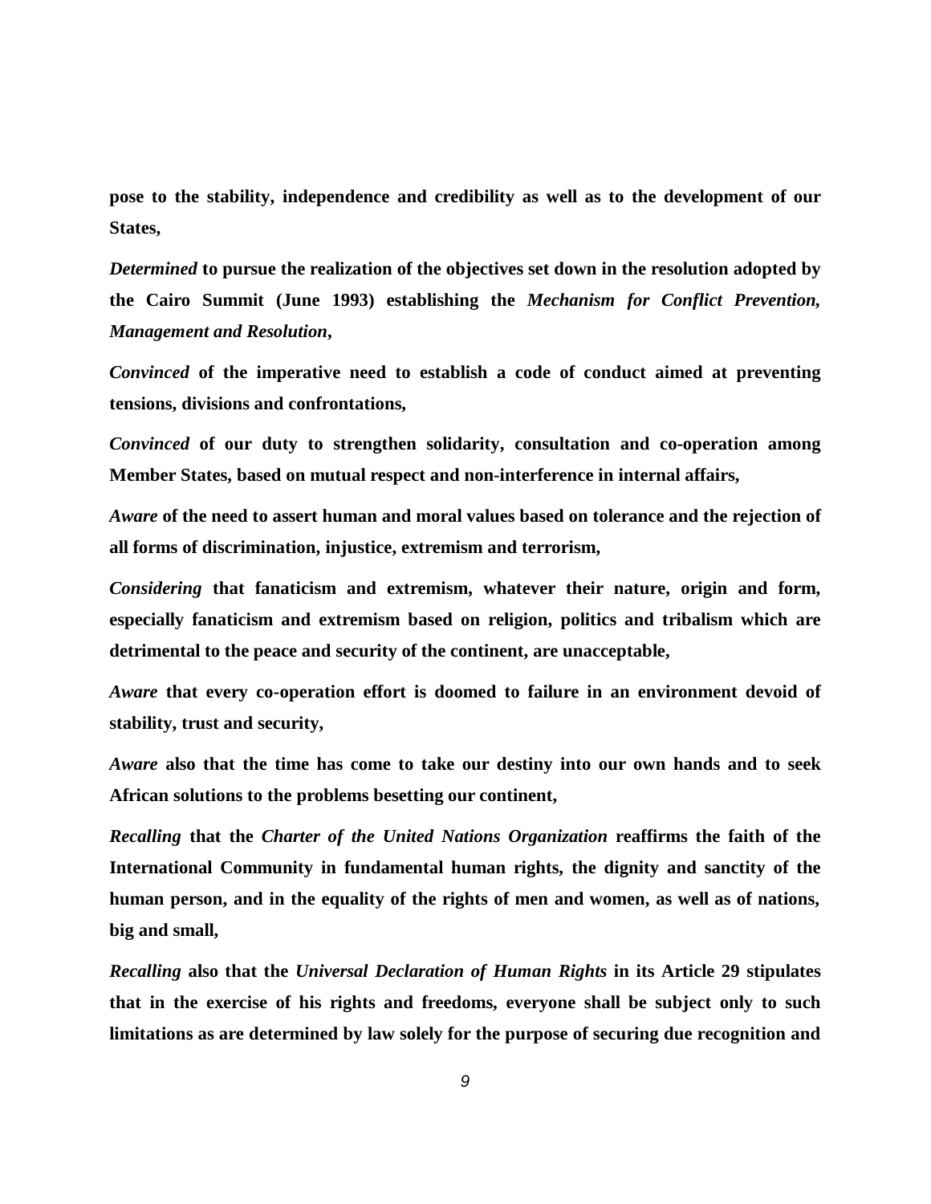**pose to the stability, independence and credibility as well as to the development of our States,**

***Determined*** **to pursue the realization of the objectives set down in the resolution adopted by the Cairo Summit (June 1993) establishing the** ***Mechanism for Conflict Prevention, Management and Resolution*****,**

***Convinced*** **of the imperative need to establish a code of conduct aimed at preventing tensions, divisions and confrontations,**

***Convinced*** **of our duty to strengthen solidarity, consultation and co-operation among Member States, based on mutual respect and non-interference in internal affairs,**

***Aware*** **of the need to assert human and moral values based on tolerance and the rejection of all forms of discrimination, injustice, extremism and terrorism,**

***Considering*** **that fanaticism and extremism, whatever their nature, origin and form, especially fanaticism and extremism based on religion, politics and tribalism which are detrimental to the peace and security of the continent, are unacceptable,**

***Aware*** **that every co-operation effort is doomed to failure in an environment devoid of stability, trust and security,**

***Aware*** **also that the time has come to take our destiny into our own hands and to seek African solutions to the problems besetting our continent,**

***Recalling*** **that the** ***Charter of the United Nations Organization*** **reaffirms the faith of the International Community in fundamental human rights, the dignity and sanctity of the human person, and in the equality of the rights of men and women, as well as of nations, big and small,**

***Recalling*** **also that the** ***Universal Declaration of Human Rights*** **in its Article 29 stipulates that in the exercise of his rights and freedoms, everyone shall be subject only to such limitations as are determined by law solely for the purpose of securing due recognition and**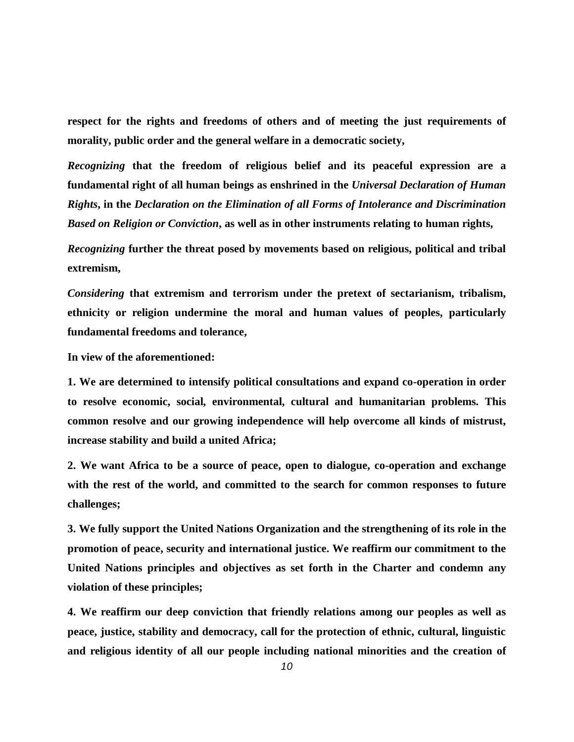**respect for the rights and freedoms of others and of meeting the just requirements of morality, public order and the general welfare in a democratic society,**

***Recognizing*** **that the freedom of religious belief and its peaceful expression are a fundamental right of all human beings as enshrined in the** ***Universal Declaration of Human Rights*****, in the** ***Declaration on the Elimination of all Forms of Intolerance and Discrimination Based on Religion or Conviction*****, as well as in other instruments relating to human rights,**

***Recognizing*** **further the threat posed by movements based on religious, political and tribal extremism,**

***Considering*** **that extremism and terrorism under the pretext of sectarianism, tribalism, ethnicity or religion undermine the moral and human values of peoples, particularly fundamental freedoms and tolerance,**

**In view of the aforementioned:**

**1. We are determined to intensify political consultations and expand co-operation in order to resolve economic, social, environmental, cultural and humanitarian problems. This common resolve and our growing independence will help overcome all kinds of mistrust, increase stability and build a united Africa;**

**2. We want Africa to be a source of peace, open to dialogue, co-operation and exchange with the rest of the world, and committed to the search for common responses to future challenges;**

**3. We fully support the United Nations Organization and the strengthening of its role in the promotion of peace, security and international justice. We reaffirm our commitment to the United Nations principles and objectives as set forth in the Charter and condemn any violation of these principles;**

**4. We reaffirm our deep conviction that friendly relations among our peoples as well as peace, justice, stability and democracy, call for the protection of ethnic, cultural, linguistic and religious identity of all our people including national minorities and the creation of**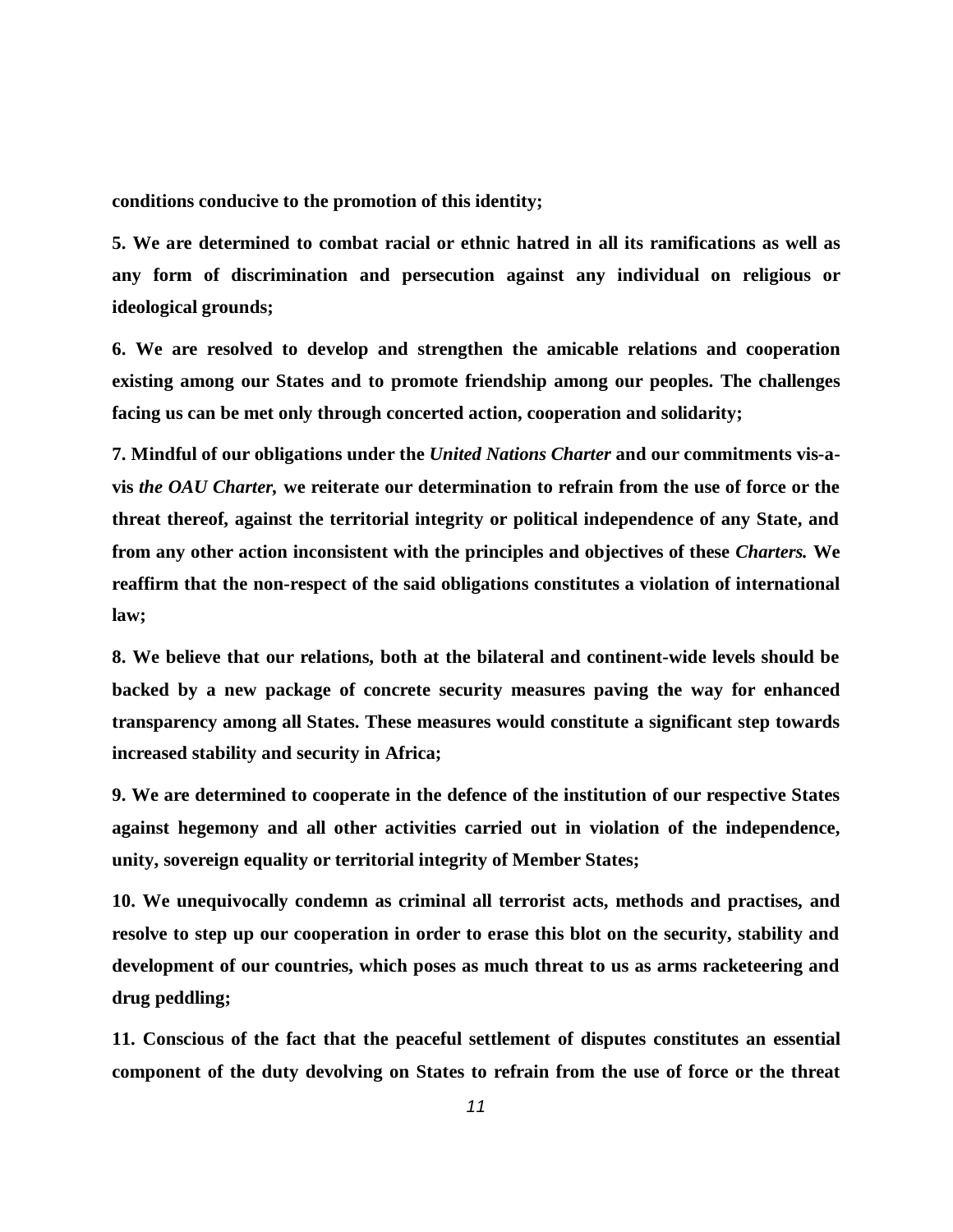**conditions conducive to the promotion of this identity;**

**5. We are determined to combat racial or ethnic hatred in all its ramifications as well as any form of discrimination and persecution against any individual on religious or ideological grounds;**

**6. We are resolved to develop and strengthen the amicable relations and cooperation existing among our States and to promote friendship among our peoples. The challenges facing us can be met only through concerted action, cooperation and solidarity;**

**7. Mindful of our obligations under the *United Nations Charter* and our commitments vis-a-vis *the OAU Charter,* we reiterate our determination to refrain from the use of force or the threat thereof, against the territorial integrity or political independence of any State, and from any other action inconsistent with the principles and objectives of these *Charters.* We reaffirm that the non-respect of the said obligations constitutes a violation of international law;**

**8. We believe that our relations, both at the bilateral and continent-wide levels should be backed by a new package of concrete security measures paving the way for enhanced transparency among all States. These measures would constitute a significant step towards increased stability and security in Africa;**

**9. We are determined to cooperate in the defence of the institution of our respective States against hegemony and all other activities carried out in violation of the independence, unity, sovereign equality or territorial integrity of Member States;**

**10. We unequivocally condemn as criminal all terrorist acts, methods and practises, and resolve to step up our cooperation in order to erase this blot on the security, stability and development of our countries, which poses as much threat to us as arms racketeering and drug peddling;**

**11. Conscious of the fact that the peaceful settlement of disputes constitutes an essential component of the duty devolving on States to refrain from the use of force or the threat**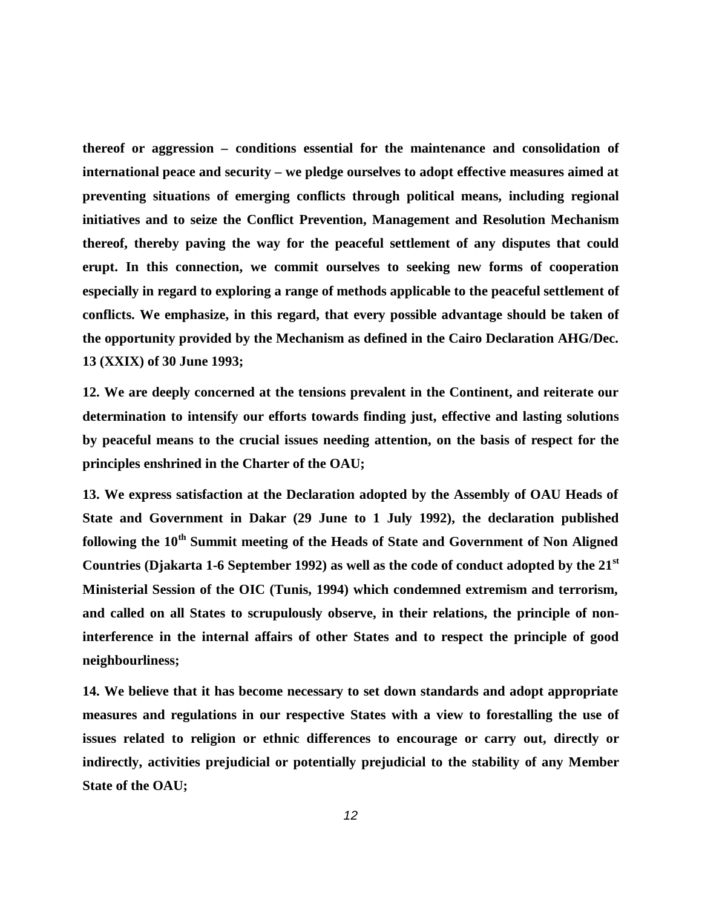**thereof or aggression – conditions essential for the maintenance and consolidation of international peace and security – we pledge ourselves to adopt effective measures aimed at preventing situations of emerging conflicts through political means, including regional initiatives and to seize the Conflict Prevention, Management and Resolution Mechanism thereof, thereby paving the way for the peaceful settlement of any disputes that could erupt. In this connection, we commit ourselves to seeking new forms of cooperation especially in regard to exploring a range of methods applicable to the peaceful settlement of conflicts. We emphasize, in this regard, that every possible advantage should be taken of the opportunity provided by the Mechanism as defined in the Cairo Declaration AHG/Dec. 13 (XXIX) of 30 June 1993;**

**12. We are deeply concerned at the tensions prevalent in the Continent, and reiterate our determination to intensify our efforts towards finding just, effective and lasting solutions by peaceful means to the crucial issues needing attention, on the basis of respect for the principles enshrined in the Charter of the OAU;**

**13. We express satisfaction at the Declaration adopted by the Assembly of OAU Heads of State and Government in Dakar (29 June to 1 July 1992), the declaration published following the 10th Summit meeting of the Heads of State and Government of Non Aligned Countries (Djakarta 1-6 September 1992) as well as the code of conduct adopted by the 21st Ministerial Session of the OIC (Tunis, 1994) which condemned extremism and terrorism, and called on all States to scrupulously observe, in their relations, the principle of non-interference in the internal affairs of other States and to respect the principle of good neighbourliness;**

**14. We believe that it has become necessary to set down standards and adopt appropriate measures and regulations in our respective States with a view to forestalling the use of issues related to religion or ethnic differences to encourage or carry out, directly or indirectly, activities prejudicial or potentially prejudicial to the stability of any Member State of the OAU;**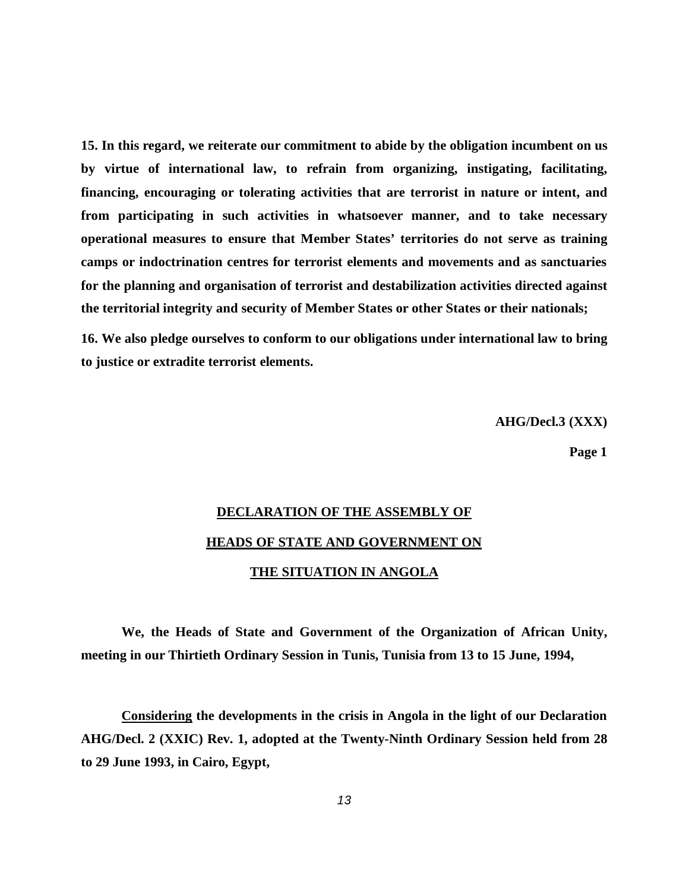**15. In this regard, we reiterate our commitment to abide by the obligation incumbent on us by virtue of international law, to refrain from organizing, instigating, facilitating, financing, encouraging or tolerating activities that are terrorist in nature or intent, and from participating in such activities in whatsoever manner, and to take necessary operational measures to ensure that Member States' territories do not serve as training camps or indoctrination centres for terrorist elements and movements and as sanctuaries for the planning and organisation of terrorist and destabilization activities directed against the territorial integrity and security of Member States or other States or their nationals;**

**16. We also pledge ourselves to conform to our obligations under international law to bring to justice or extradite terrorist elements.**

**AHG/Decl.3 (XXX)**

**Page 1**

# DECLARATION OF THE ASSEMBLY OF HEADS OF STATE AND GOVERNMENT ON THE SITUATION IN ANGOLA

**We, the Heads of State and Government of the Organization of African Unity, meeting in our Thirtieth Ordinary Session in Tunis, Tunisia from 13 to 15 June, 1994,**

**Considering the developments in the crisis in Angola in the light of our Declaration AHG/Decl. 2 (XXIC) Rev. 1, adopted at the Twenty-Ninth Ordinary Session held from 28 to 29 June 1993, in Cairo, Egypt,**